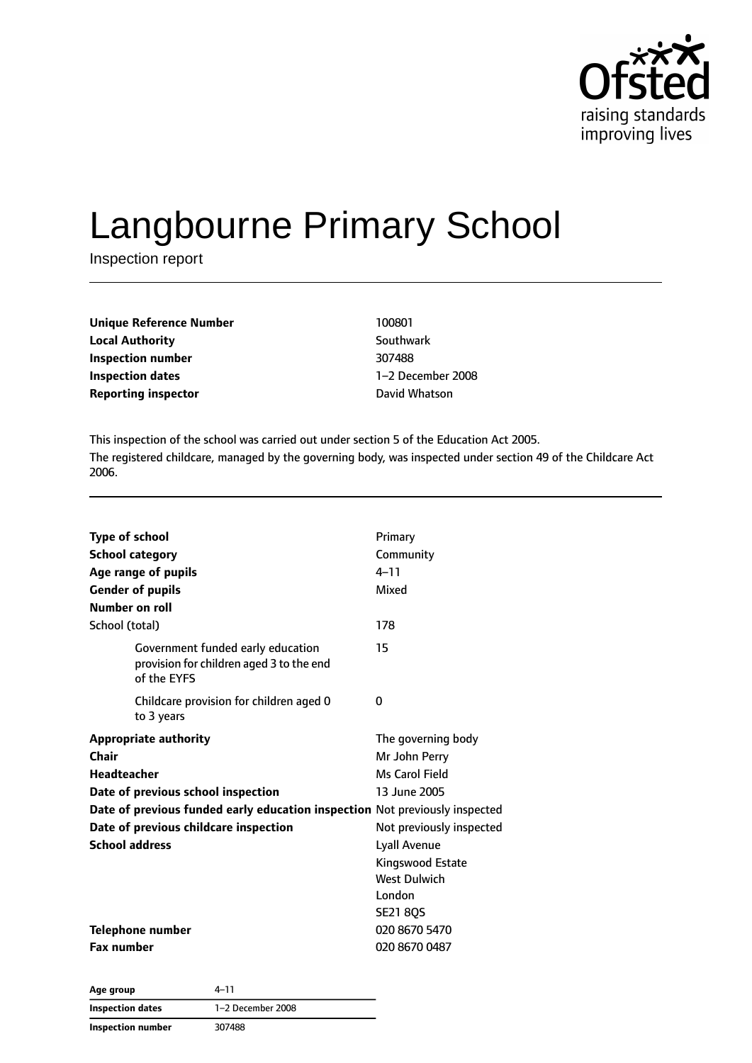# Langbourne Primary School

Inspection report

| | |
|---|---|
| **Unique Reference Number** | 100801 |
| **Local Authority** | Southwark |
| **Inspection number** | 307488 |
| **Inspection dates** | 1–2 December 2008 |
| **Reporting inspector** | David Whatson |

This inspection of the school was carried out under section 5 of the Education Act 2005.

The registered childcare, managed by the governing body, was inspected under section 49 of the Childcare Act 2006.

| | |
|---|---|
| **Type of school** | Primary |
| **School category** | Community |
| **Age range of pupils** | 4–11 |
| **Gender of pupils** | Mixed |
| **Number on roll** | |
| School (total) | 178 |
| Government funded early education provision for children aged 3 to the end of the EYFS | 15 |
| Childcare provision for children aged 0 to 3 years | 0 |
| **Appropriate authority** | The governing body |
| **Chair** | Mr John Perry |
| **Headteacher** | Ms Carol Field |
| **Date of previous school inspection** | 13 June 2005 |
| **Date of previous funded early education inspection** | Not previously inspected |
| **Date of previous childcare inspection** | Not previously inspected |
| **School address** | Lyall Avenue<br>Kingswood Estate<br>West Dulwich<br>London<br>SE21 8QS |
| **Telephone number** | 020 8670 5470 |
| **Fax number** | 020 8670 0487 |

| | |
|---|---|
| **Age group** | 4–11 |
| **Inspection dates** | 1–2 December 2008 |
| **Inspection number** | 307488 |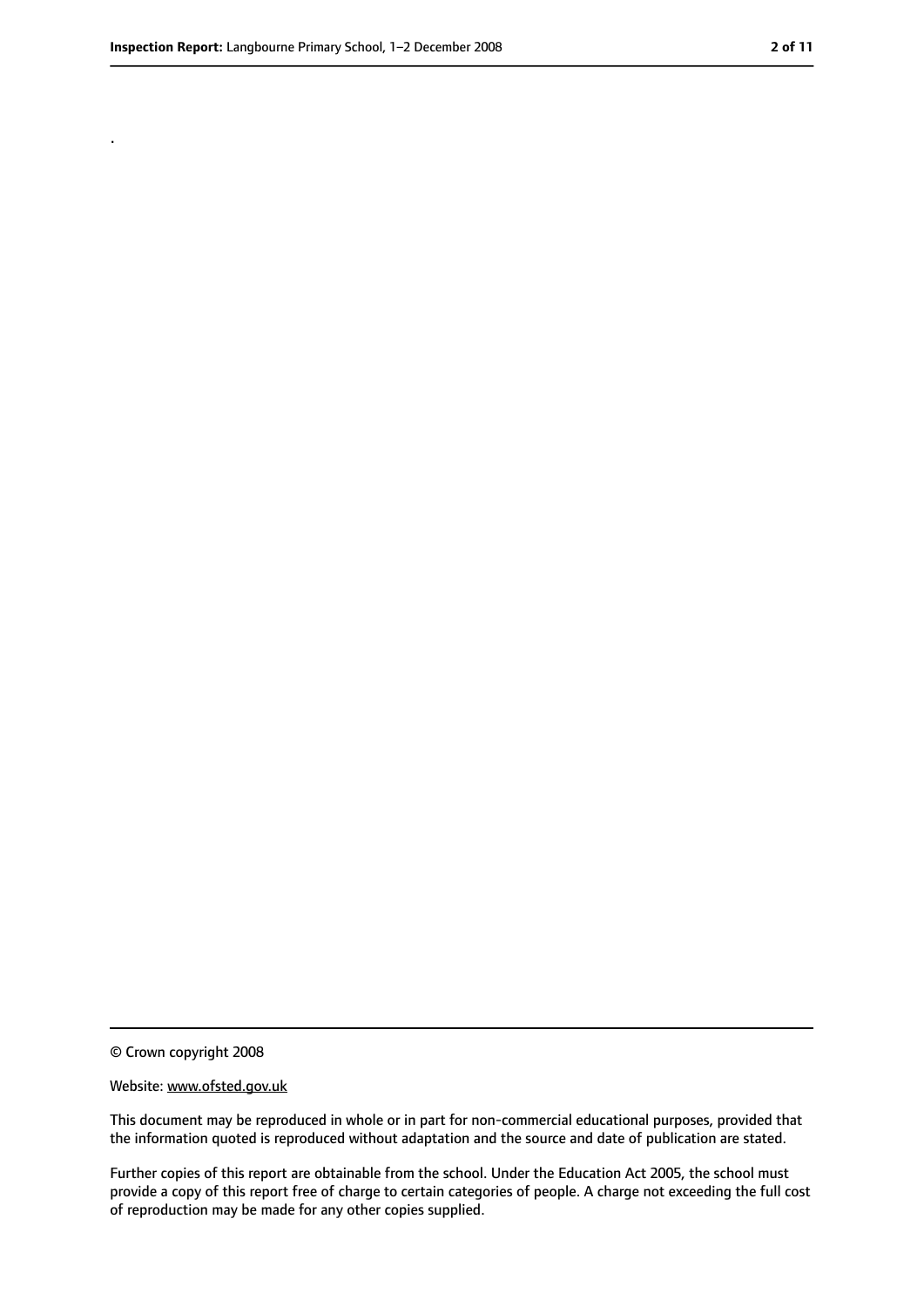.

© Crown copyright 2008

Website: www.ofsted.gov.uk

This document may be reproduced in whole or in part for non-commercial educational purposes, provided that the information quoted is reproduced without adaptation and the source and date of publication are stated.

Further copies of this report are obtainable from the school. Under the Education Act 2005, the school must provide a copy of this report free of charge to certain categories of people. A charge not exceeding the full cost of reproduction may be made for any other copies supplied.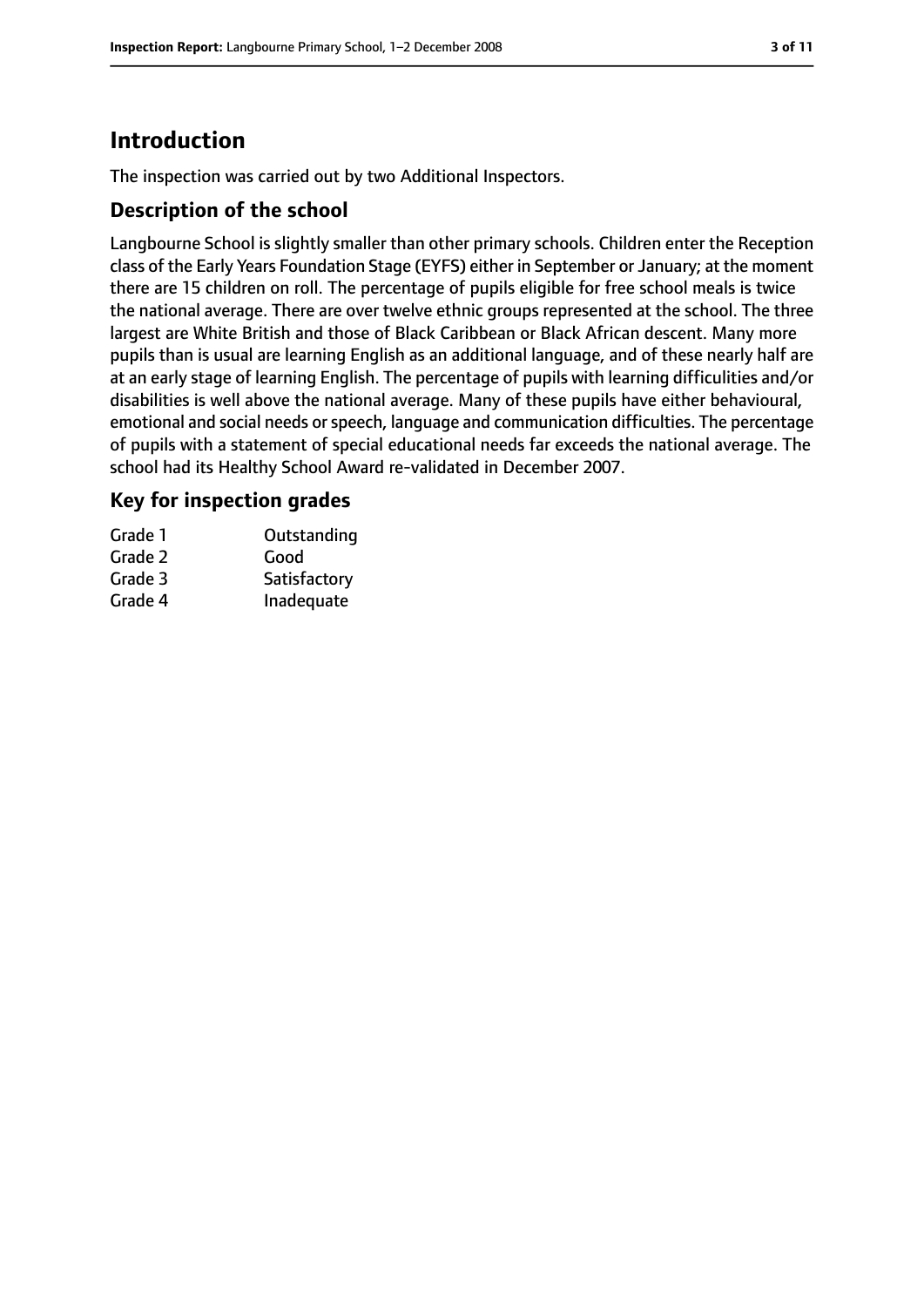## Introduction

The inspection was carried out by two Additional Inspectors.

### Description of the school

Langbourne School is slightly smaller than other primary schools. Children enter the Reception class of the Early Years Foundation Stage (EYFS) either in September or January; at the moment there are 15 children on roll. The percentage of pupils eligible for free school meals is twice the national average. There are over twelve ethnic groups represented at the school. The three largest are White British and those of Black Caribbean or Black African descent. Many more pupils than is usual are learning English as an additional language, and of these nearly half are at an early stage of learning English. The percentage of pupils with learning difficulities and/or disabilities is well above the national average. Many of these pupils have either behavioural, emotional and social needs or speech, language and communication difficulties. The percentage of pupils with a statement of special educational needs far exceeds the national average. The school had its Healthy School Award re-validated in December 2007.

### Key for inspection grades

| | |
|---|---|
| Grade 1 | Outstanding |
| Grade 2 | Good |
| Grade 3 | Satisfactory |
| Grade 4 | Inadequate |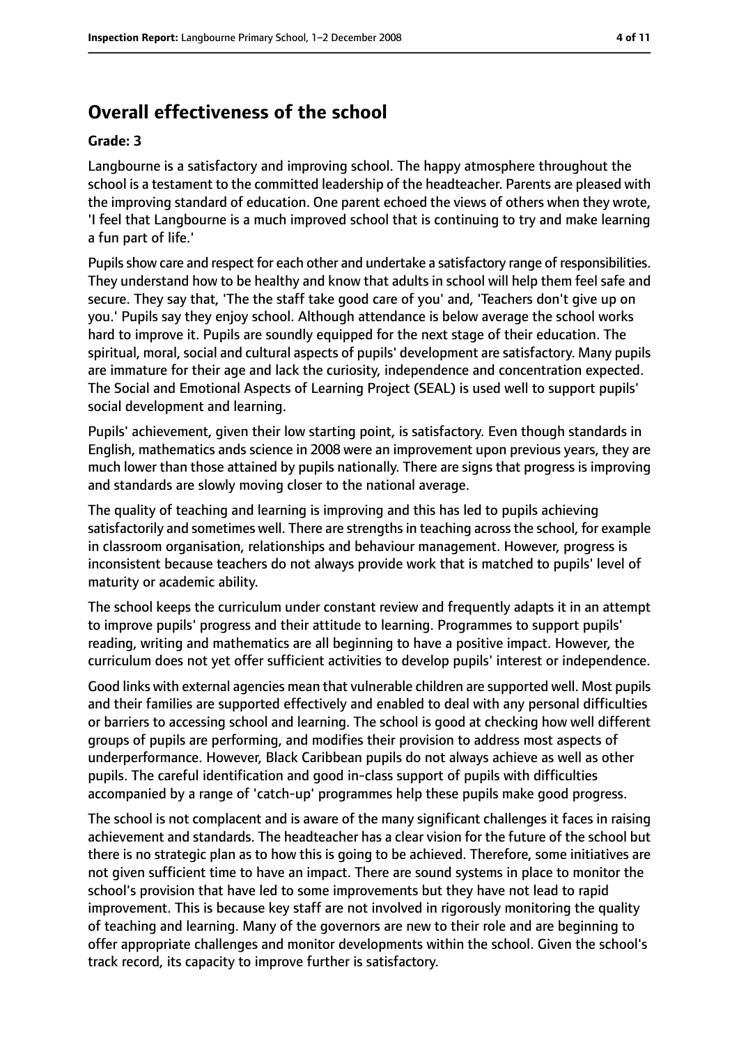## Overall effectiveness of the school

**Grade: 3**

Langbourne is a satisfactory and improving school. The happy atmosphere throughout the school is a testament to the committed leadership of the headteacher. Parents are pleased with the improving standard of education. One parent echoed the views of others when they wrote, 'I feel that Langbourne is a much improved school that is continuing to try and make learning a fun part of life.'

Pupils show care and respect for each other and undertake a satisfactory range of responsibilities. They understand how to be healthy and know that adults in school will help them feel safe and secure. They say that, 'The the staff take good care of you' and, 'Teachers don't give up on you.' Pupils say they enjoy school. Although attendance is below average the school works hard to improve it. Pupils are soundly equipped for the next stage of their education. The spiritual, moral, social and cultural aspects of pupils' development are satisfactory. Many pupils are immature for their age and lack the curiosity, independence and concentration expected. The Social and Emotional Aspects of Learning Project (SEAL) is used well to support pupils' social development and learning.

Pupils' achievement, given their low starting point, is satisfactory. Even though standards in English, mathematics ands science in 2008 were an improvement upon previous years, they are much lower than those attained by pupils nationally. There are signs that progress is improving and standards are slowly moving closer to the national average.

The quality of teaching and learning is improving and this has led to pupils achieving satisfactorily and sometimes well. There are strengths in teaching across the school, for example in classroom organisation, relationships and behaviour management. However, progress is inconsistent because teachers do not always provide work that is matched to pupils' level of maturity or academic ability.

The school keeps the curriculum under constant review and frequently adapts it in an attempt to improve pupils' progress and their attitude to learning. Programmes to support pupils' reading, writing and mathematics are all beginning to have a positive impact. However, the curriculum does not yet offer sufficient activities to develop pupils' interest or independence.

Good links with external agencies mean that vulnerable children are supported well. Most pupils and their families are supported effectively and enabled to deal with any personal difficulties or barriers to accessing school and learning. The school is good at checking how well different groups of pupils are performing, and modifies their provision to address most aspects of underperformance. However, Black Caribbean pupils do not always achieve as well as other pupils. The careful identification and good in-class support of pupils with difficulties accompanied by a range of 'catch-up' programmes help these pupils make good progress.

The school is not complacent and is aware of the many significant challenges it faces in raising achievement and standards. The headteacher has a clear vision for the future of the school but there is no strategic plan as to how this is going to be achieved. Therefore, some initiatives are not given sufficient time to have an impact. There are sound systems in place to monitor the school's provision that have led to some improvements but they have not lead to rapid improvement. This is because key staff are not involved in rigorously monitoring the quality of teaching and learning. Many of the governors are new to their role and are beginning to offer appropriate challenges and monitor developments within the school. Given the school's track record, its capacity to improve further is satisfactory.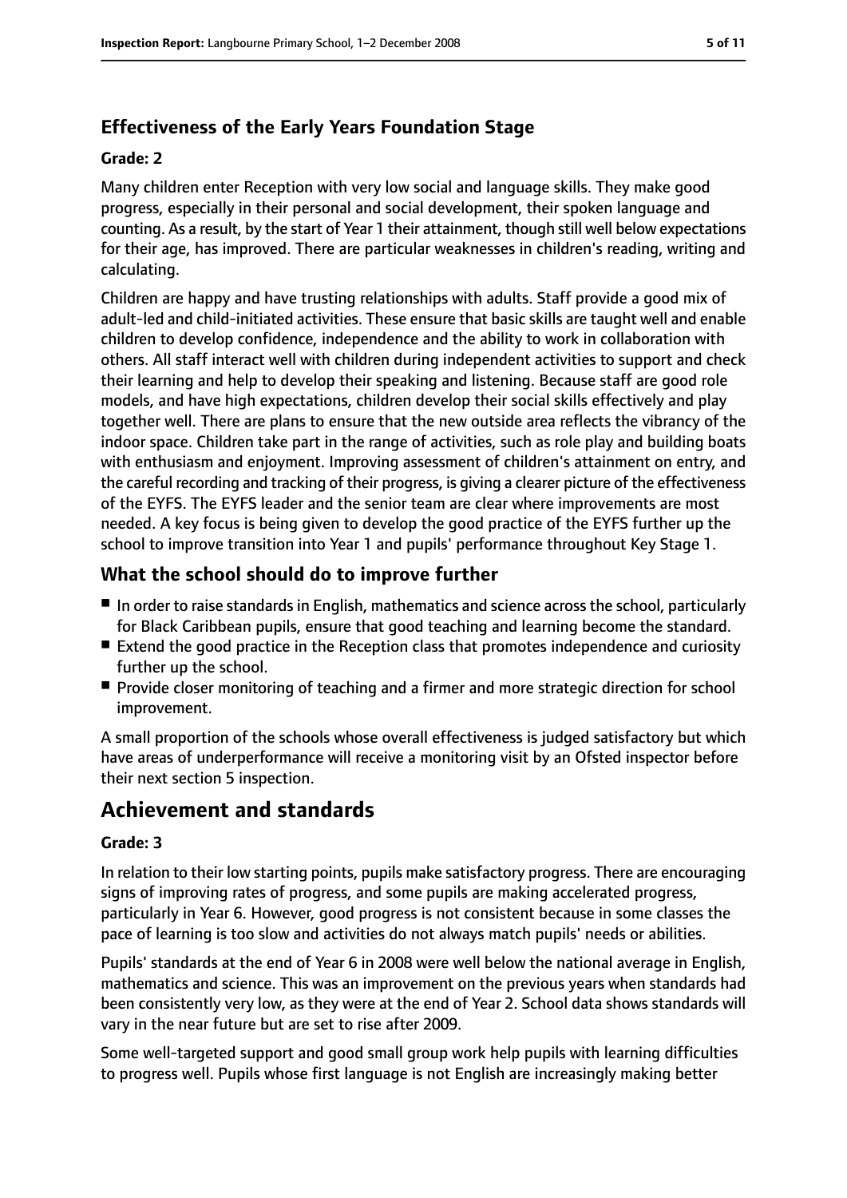### Effectiveness of the Early Years Foundation Stage

#### Grade: 2

Many children enter Reception with very low social and language skills. They make good progress, especially in their personal and social development, their spoken language and counting. As a result, by the start of Year 1 their attainment, though still well below expectations for their age, has improved. There are particular weaknesses in children's reading, writing and calculating.

Children are happy and have trusting relationships with adults. Staff provide a good mix of adult-led and child-initiated activities. These ensure that basic skills are taught well and enable children to develop confidence, independence and the ability to work in collaboration with others. All staff interact well with children during independent activities to support and check their learning and help to develop their speaking and listening. Because staff are good role models, and have high expectations, children develop their social skills effectively and play together well. There are plans to ensure that the new outside area reflects the vibrancy of the indoor space. Children take part in the range of activities, such as role play and building boats with enthusiasm and enjoyment. Improving assessment of children's attainment on entry, and the careful recording and tracking of their progress, is giving a clearer picture of the effectiveness of the EYFS. The EYFS leader and the senior team are clear where improvements are most needed. A key focus is being given to develop the good practice of the EYFS further up the school to improve transition into Year 1 and pupils' performance throughout Key Stage 1.

### What the school should do to improve further

- In order to raise standards in English, mathematics and science across the school, particularly for Black Caribbean pupils, ensure that good teaching and learning become the standard.
- Extend the good practice in the Reception class that promotes independence and curiosity further up the school.
- Provide closer monitoring of teaching and a firmer and more strategic direction for school improvement.

A small proportion of the schools whose overall effectiveness is judged satisfactory but which have areas of underperformance will receive a monitoring visit by an Ofsted inspector before their next section 5 inspection.

## Achievement and standards

#### Grade: 3

In relation to their low starting points, pupils make satisfactory progress. There are encouraging signs of improving rates of progress, and some pupils are making accelerated progress, particularly in Year 6. However, good progress is not consistent because in some classes the pace of learning is too slow and activities do not always match pupils' needs or abilities.

Pupils' standards at the end of Year 6 in 2008 were well below the national average in English, mathematics and science. This was an improvement on the previous years when standards had been consistently very low, as they were at the end of Year 2. School data shows standards will vary in the near future but are set to rise after 2009.

Some well-targeted support and good small group work help pupils with learning difficulties to progress well. Pupils whose first language is not English are increasingly making better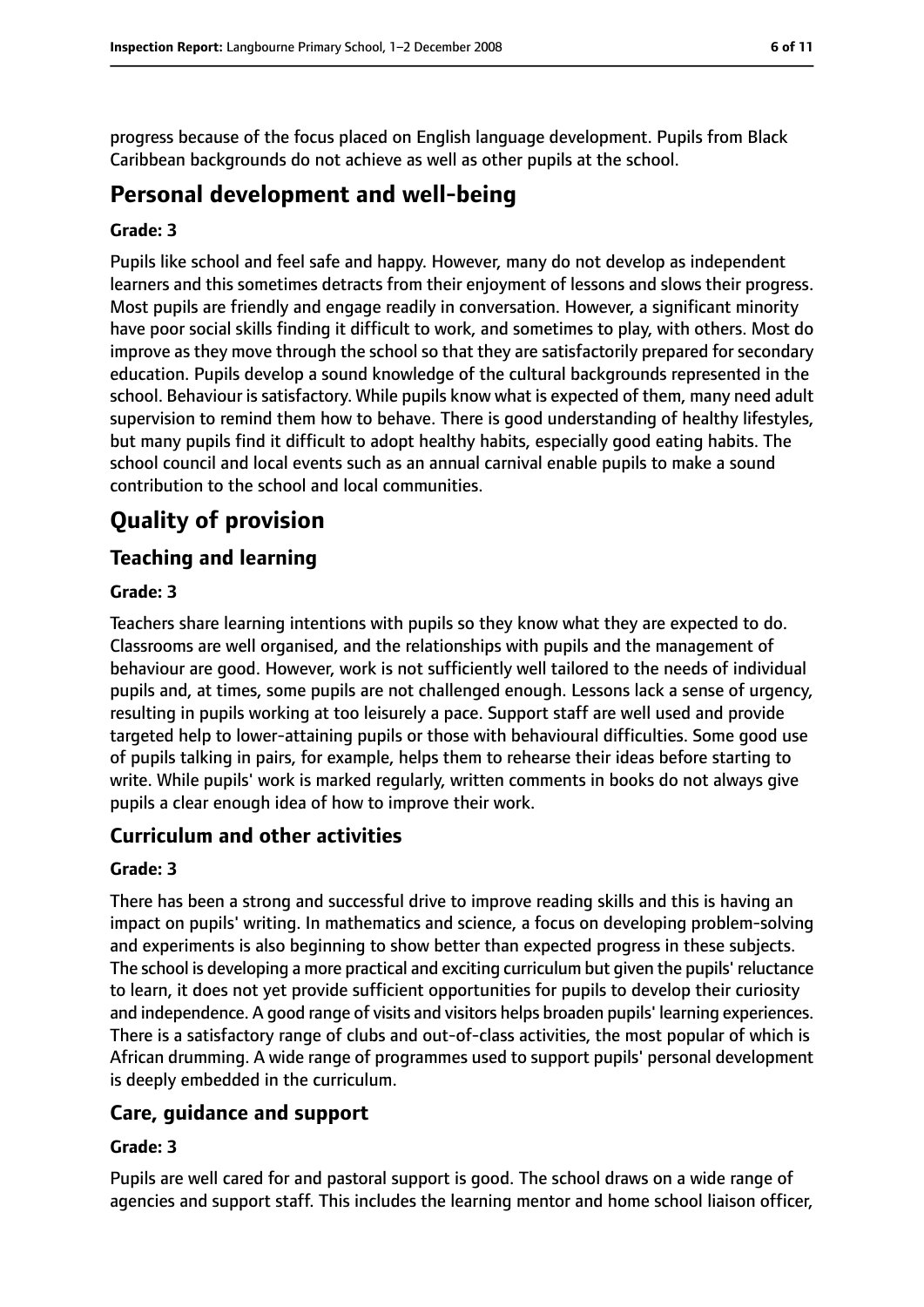progress because of the focus placed on English language development. Pupils from Black Caribbean backgrounds do not achieve as well as other pupils at the school.

# Personal development and well-being

**Grade: 3**

Pupils like school and feel safe and happy. However, many do not develop as independent learners and this sometimes detracts from their enjoyment of lessons and slows their progress. Most pupils are friendly and engage readily in conversation. However, a significant minority have poor social skills finding it difficult to work, and sometimes to play, with others. Most do improve as they move through the school so that they are satisfactorily prepared for secondary education. Pupils develop a sound knowledge of the cultural backgrounds represented in the school. Behaviour is satisfactory. While pupils know what is expected of them, many need adult supervision to remind them how to behave. There is good understanding of healthy lifestyles, but many pupils find it difficult to adopt healthy habits, especially good eating habits. The school council and local events such as an annual carnival enable pupils to make a sound contribution to the school and local communities.

# Quality of provision

## Teaching and learning

**Grade: 3**

Teachers share learning intentions with pupils so they know what they are expected to do. Classrooms are well organised, and the relationships with pupils and the management of behaviour are good. However, work is not sufficiently well tailored to the needs of individual pupils and, at times, some pupils are not challenged enough. Lessons lack a sense of urgency, resulting in pupils working at too leisurely a pace. Support staff are well used and provide targeted help to lower-attaining pupils or those with behavioural difficulties. Some good use of pupils talking in pairs, for example, helps them to rehearse their ideas before starting to write. While pupils' work is marked regularly, written comments in books do not always give pupils a clear enough idea of how to improve their work.

## Curriculum and other activities

**Grade: 3**

There has been a strong and successful drive to improve reading skills and this is having an impact on pupils' writing. In mathematics and science, a focus on developing problem-solving and experiments is also beginning to show better than expected progress in these subjects. The school is developing a more practical and exciting curriculum but given the pupils' reluctance to learn, it does not yet provide sufficient opportunities for pupils to develop their curiosity and independence. A good range of visits and visitors helps broaden pupils' learning experiences. There is a satisfactory range of clubs and out-of-class activities, the most popular of which is African drumming. A wide range of programmes used to support pupils' personal development is deeply embedded in the curriculum.

## Care, guidance and support

**Grade: 3**

Pupils are well cared for and pastoral support is good. The school draws on a wide range of agencies and support staff. This includes the learning mentor and home school liaison officer,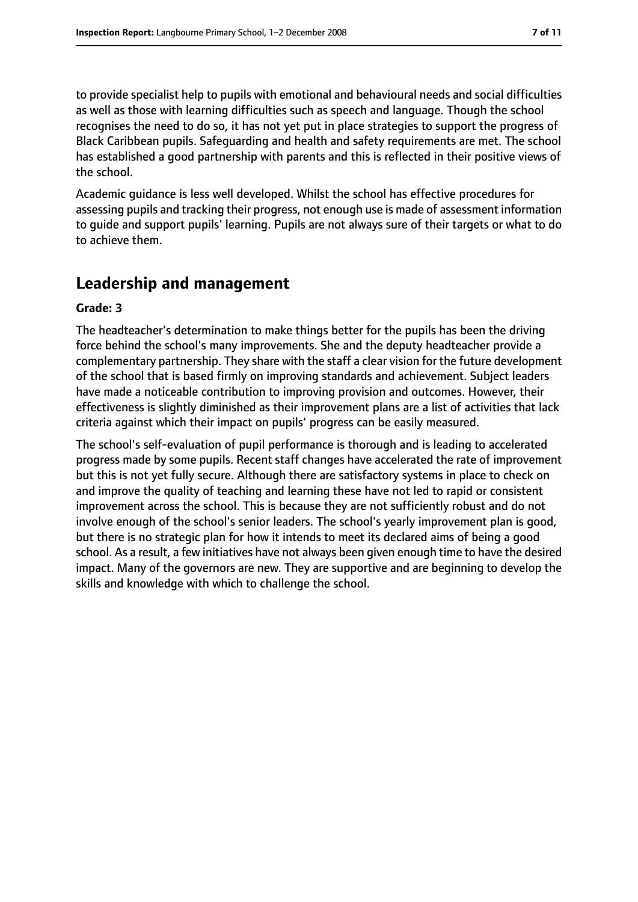to provide specialist help to pupils with emotional and behavioural needs and social difficulties as well as those with learning difficulties such as speech and language. Though the school recognises the need to do so, it has not yet put in place strategies to support the progress of Black Caribbean pupils. Safeguarding and health and safety requirements are met. The school has established a good partnership with parents and this is reflected in their positive views of the school.

Academic guidance is less well developed. Whilst the school has effective procedures for assessing pupils and tracking their progress, not enough use is made of assessment information to guide and support pupils' learning. Pupils are not always sure of their targets or what to do to achieve them.

## Leadership and management

**Grade: 3**

The headteacher's determination to make things better for the pupils has been the driving force behind the school's many improvements. She and the deputy headteacher provide a complementary partnership. They share with the staff a clear vision for the future development of the school that is based firmly on improving standards and achievement. Subject leaders have made a noticeable contribution to improving provision and outcomes. However, their effectiveness is slightly diminished as their improvement plans are a list of activities that lack criteria against which their impact on pupils' progress can be easily measured.

The school's self-evaluation of pupil performance is thorough and is leading to accelerated progress made by some pupils. Recent staff changes have accelerated the rate of improvement but this is not yet fully secure. Although there are satisfactory systems in place to check on and improve the quality of teaching and learning these have not led to rapid or consistent improvement across the school. This is because they are not sufficiently robust and do not involve enough of the school's senior leaders. The school's yearly improvement plan is good, but there is no strategic plan for how it intends to meet its declared aims of being a good school. As a result, a few initiatives have not always been given enough time to have the desired impact. Many of the governors are new. They are supportive and are beginning to develop the skills and knowledge with which to challenge the school.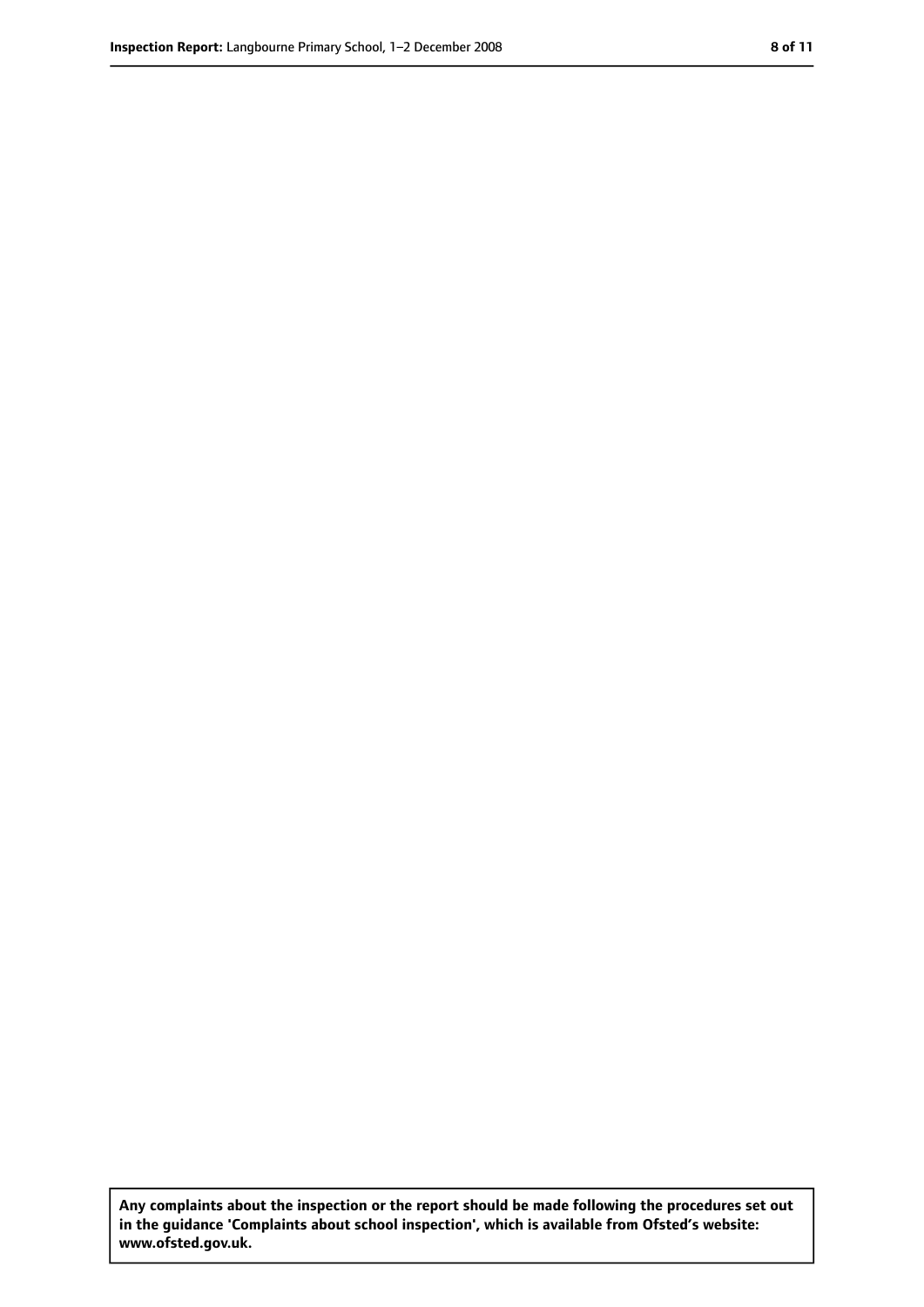**Any complaints about the inspection or the report should be made following the procedures set out in the guidance 'Complaints about school inspection', which is available from Ofsted's website: www.ofsted.gov.uk.**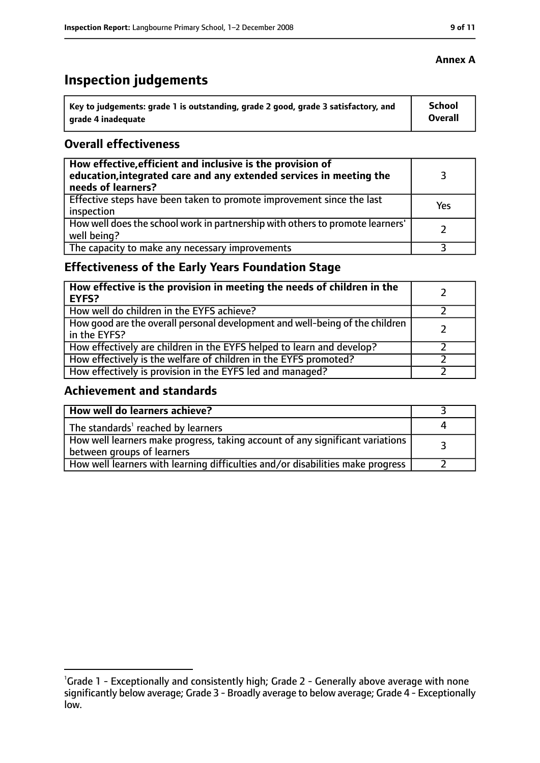**Annex A**

# Inspection judgements

| Key to judgements: grade 1 is outstanding, grade 2 good, grade 3 satisfactory, and grade 4 inadequate | School Overall |
|---|---|

## Overall effectiveness

| | |
|---|---|
| **How effective, efficient and inclusive is the provision of education, integrated care and any extended services in meeting the needs of learners?** | 3 |
| Effective steps have been taken to promote improvement since the last inspection | Yes |
| How well does the school work in partnership with others to promote learners' well being? | 2 |
| The capacity to make any necessary improvements | 3 |

## Effectiveness of the Early Years Foundation Stage

| | |
|---|---|
| **How effective is the provision in meeting the needs of children in the EYFS?** | 2 |
| How well do children in the EYFS achieve? | 2 |
| How good are the overall personal development and well-being of the children in the EYFS? | 2 |
| How effectively are children in the EYFS helped to learn and develop? | 2 |
| How effectively is the welfare of children in the EYFS promoted? | 2 |
| How effectively is provision in the EYFS led and managed? | 2 |

## Achievement and standards

| | |
|---|---|
| **How well do learners achieve?** | 3 |
| The standards[1] reached by learners | 4 |
| How well learners make progress, taking account of any significant variations between groups of learners | 3 |
| How well learners with learning difficulties and/or disabilities make progress | 2 |

[1]Grade 1 - Exceptionally and consistently high; Grade 2 - Generally above average with none significantly below average; Grade 3 - Broadly average to below average; Grade 4 - Exceptionally low.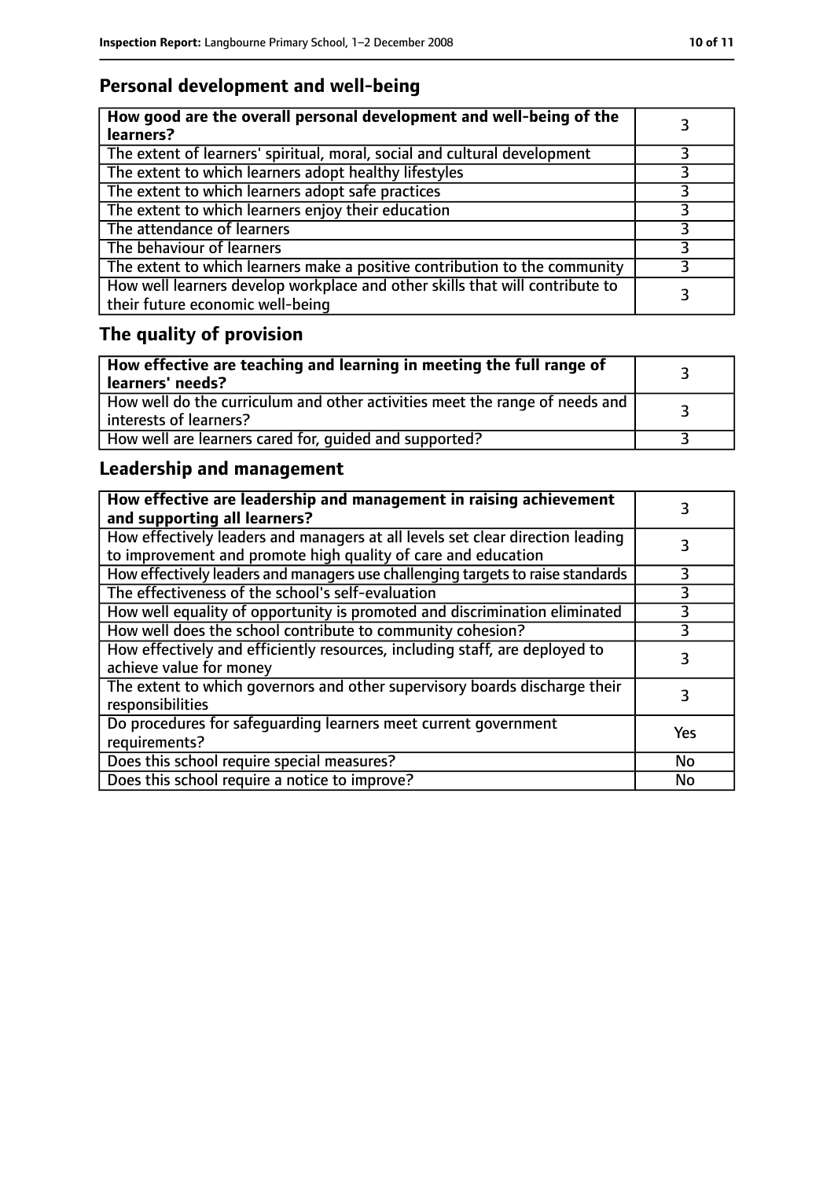## Personal development and well-being

| How good are the overall personal development and well-being of the learners? | 3 |
|---|---|
| The extent of learners' spiritual, moral, social and cultural development | 3 |
| The extent to which learners adopt healthy lifestyles | 3 |
| The extent to which learners adopt safe practices | 3 |
| The extent to which learners enjoy their education | 3 |
| The attendance of learners | 3 |
| The behaviour of learners | 3 |
| The extent to which learners make a positive contribution to the community | 3 |
| How well learners develop workplace and other skills that will contribute to their future economic well-being | 3 |

## The quality of provision

| How effective are teaching and learning in meeting the full range of learners' needs? | 3 |
|---|---|
| How well do the curriculum and other activities meet the range of needs and interests of learners? | 3 |
| How well are learners cared for, guided and supported? | 3 |

## Leadership and management

| How effective are leadership and management in raising achievement and supporting all learners? | 3 |
|---|---|
| How effectively leaders and managers at all levels set clear direction leading to improvement and promote high quality of care and education | 3 |
| How effectively leaders and managers use challenging targets to raise standards | 3 |
| The effectiveness of the school's self-evaluation | 3 |
| How well equality of opportunity is promoted and discrimination eliminated | 3 |
| How well does the school contribute to community cohesion? | 3 |
| How effectively and efficiently resources, including staff, are deployed to achieve value for money | 3 |
| The extent to which governors and other supervisory boards discharge their responsibilities | 3 |
| Do procedures for safeguarding learners meet current government requirements? | Yes |
| Does this school require special measures? | No |
| Does this school require a notice to improve? | No |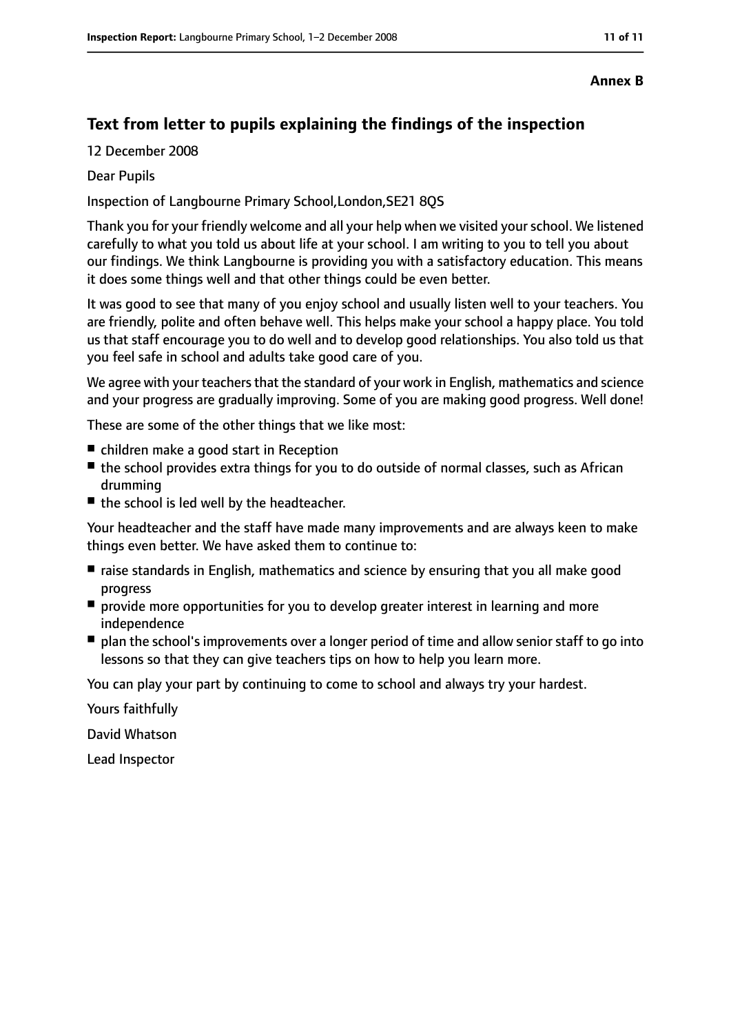**Annex B**

## Text from letter to pupils explaining the findings of the inspection

12 December 2008

Dear Pupils

Inspection of Langbourne Primary School,London,SE21 8QS

Thank you for your friendly welcome and all your help when we visited your school. We listened carefully to what you told us about life at your school. I am writing to you to tell you about our findings. We think Langbourne is providing you with a satisfactory education. This means it does some things well and that other things could be even better.

It was good to see that many of you enjoy school and usually listen well to your teachers. You are friendly, polite and often behave well. This helps make your school a happy place. You told us that staff encourage you to do well and to develop good relationships. You also told us that you feel safe in school and adults take good care of you.

We agree with your teachers that the standard of your work in English, mathematics and science and your progress are gradually improving. Some of you are making good progress. Well done!

These are some of the other things that we like most:

- children make a good start in Reception
- the school provides extra things for you to do outside of normal classes, such as African drumming
- the school is led well by the headteacher.

Your headteacher and the staff have made many improvements and are always keen to make things even better. We have asked them to continue to:

- raise standards in English, mathematics and science by ensuring that you all make good progress
- provide more opportunities for you to develop greater interest in learning and more independence
- plan the school's improvements over a longer period of time and allow senior staff to go into lessons so that they can give teachers tips on how to help you learn more.

You can play your part by continuing to come to school and always try your hardest.

Yours faithfully

David Whatson

Lead Inspector